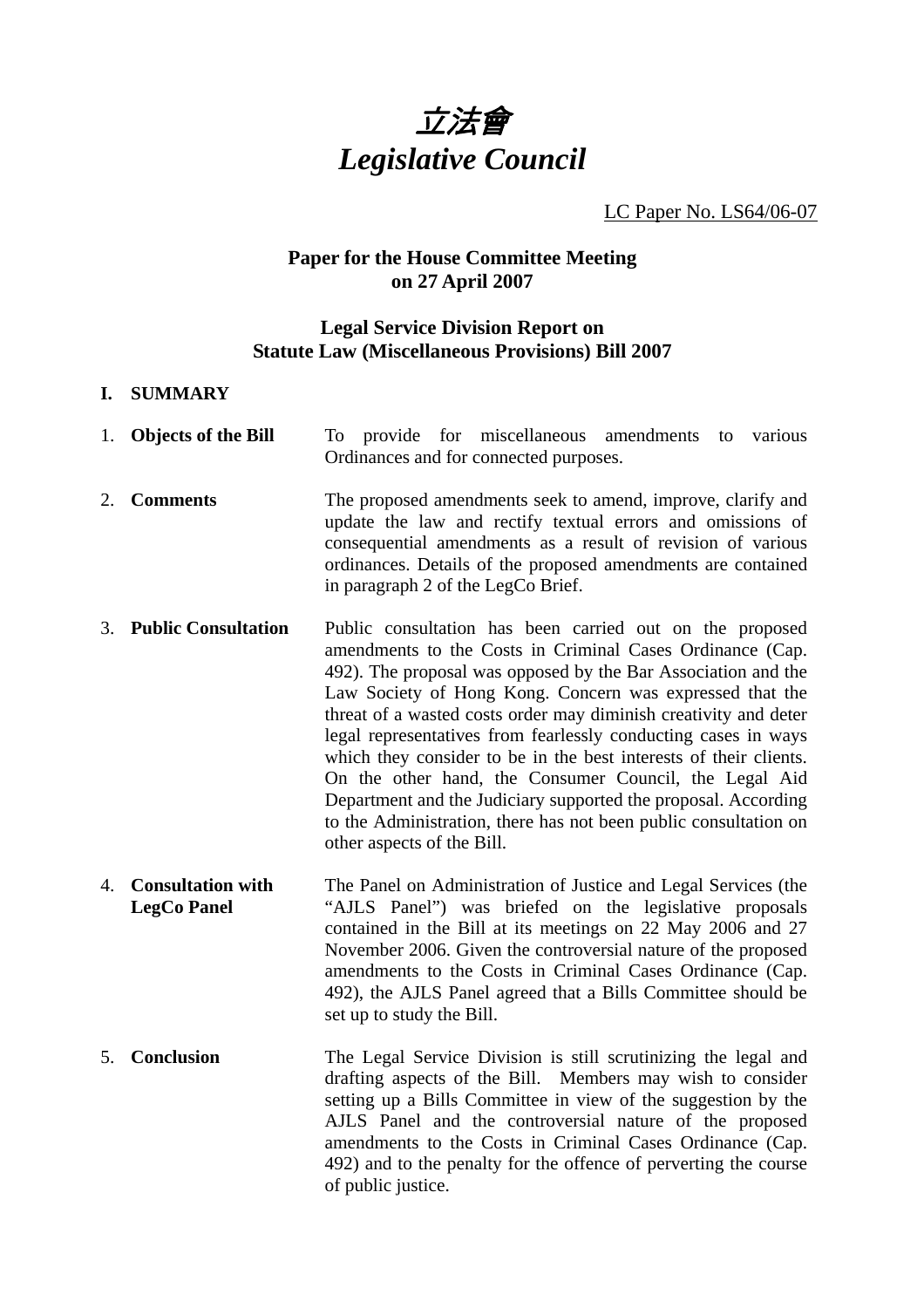# *立法會*
# *Legislative Council*

LC Paper No. LS64/06-07

**Paper for the House Committee Meeting on 27 April 2007**

**Legal Service Division Report on Statute Law (Miscellaneous Provisions) Bill 2007**

## I. SUMMARY

1. **Objects of the Bill**

   To provide for miscellaneous amendments to various Ordinances and for connected purposes.

2. **Comments**

   The proposed amendments seek to amend, improve, clarify and update the law and rectify textual errors and omissions of consequential amendments as a result of revision of various ordinances. Details of the proposed amendments are contained in paragraph 2 of the LegCo Brief.

3. **Public Consultation**

   Public consultation has been carried out on the proposed amendments to the Costs in Criminal Cases Ordinance (Cap. 492). The proposal was opposed by the Bar Association and the Law Society of Hong Kong. Concern was expressed that the threat of a wasted costs order may diminish creativity and deter legal representatives from fearlessly conducting cases in ways which they consider to be in the best interests of their clients. On the other hand, the Consumer Council, the Legal Aid Department and the Judiciary supported the proposal. According to the Administration, there has not been public consultation on other aspects of the Bill.

4. **Consultation with LegCo Panel**

   The Panel on Administration of Justice and Legal Services (the "AJLS Panel") was briefed on the legislative proposals contained in the Bill at its meetings on 22 May 2006 and 27 November 2006. Given the controversial nature of the proposed amendments to the Costs in Criminal Cases Ordinance (Cap. 492), the AJLS Panel agreed that a Bills Committee should be set up to study the Bill.

5. **Conclusion**

   The Legal Service Division is still scrutinizing the legal and drafting aspects of the Bill. Members may wish to consider setting up a Bills Committee in view of the suggestion by the AJLS Panel and the controversial nature of the proposed amendments to the Costs in Criminal Cases Ordinance (Cap. 492) and to the penalty for the offence of perverting the course of public justice.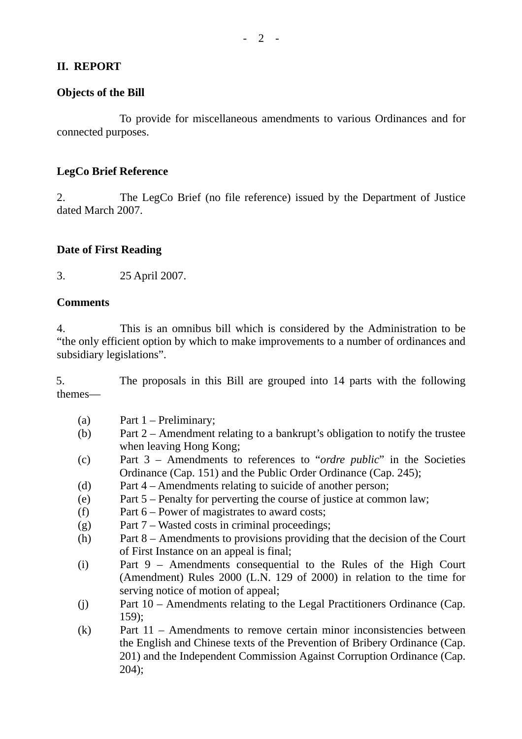## II. REPORT

### Objects of the Bill

To provide for miscellaneous amendments to various Ordinances and for connected purposes.

### LegCo Brief Reference

2. The LegCo Brief (no file reference) issued by the Department of Justice dated March 2007.

### Date of First Reading

3. 25 April 2007.

### Comments

4. This is an omnibus bill which is considered by the Administration to be "the only efficient option by which to make improvements to a number of ordinances and subsidiary legislations".

5. The proposals in this Bill are grouped into 14 parts with the following themes—

(a) Part 1 – Preliminary;
(b) Part 2 – Amendment relating to a bankrupt's obligation to notify the trustee when leaving Hong Kong;
(c) Part 3 – Amendments to references to "*ordre public*" in the Societies Ordinance (Cap. 151) and the Public Order Ordinance (Cap. 245);
(d) Part 4 – Amendments relating to suicide of another person;
(e) Part 5 – Penalty for perverting the course of justice at common law;
(f) Part 6 – Power of magistrates to award costs;
(g) Part 7 – Wasted costs in criminal proceedings;
(h) Part 8 – Amendments to provisions providing that the decision of the Court of First Instance on an appeal is final;
(i) Part 9 – Amendments consequential to the Rules of the High Court (Amendment) Rules 2000 (L.N. 129 of 2000) in relation to the time for serving notice of motion of appeal;
(j) Part 10 – Amendments relating to the Legal Practitioners Ordinance (Cap. 159);
(k) Part 11 – Amendments to remove certain minor inconsistencies between the English and Chinese texts of the Prevention of Bribery Ordinance (Cap. 201) and the Independent Commission Against Corruption Ordinance (Cap. 204);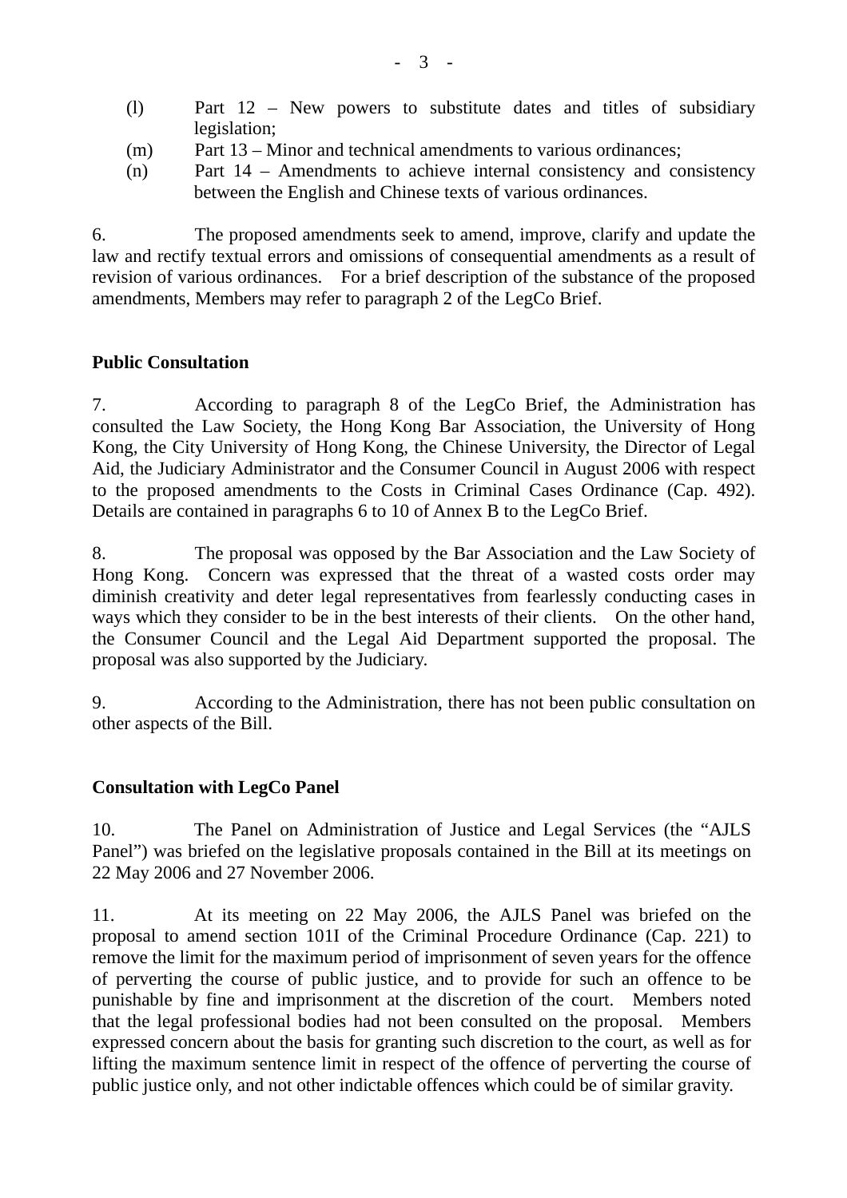(l) Part 12 – New powers to substitute dates and titles of subsidiary legislation;
(m) Part 13 – Minor and technical amendments to various ordinances;
(n) Part 14 – Amendments to achieve internal consistency and consistency between the English and Chinese texts of various ordinances.

6. The proposed amendments seek to amend, improve, clarify and update the law and rectify textual errors and omissions of consequential amendments as a result of revision of various ordinances. For a brief description of the substance of the proposed amendments, Members may refer to paragraph 2 of the LegCo Brief.

**Public Consultation**

7. According to paragraph 8 of the LegCo Brief, the Administration has consulted the Law Society, the Hong Kong Bar Association, the University of Hong Kong, the City University of Hong Kong, the Chinese University, the Director of Legal Aid, the Judiciary Administrator and the Consumer Council in August 2006 with respect to the proposed amendments to the Costs in Criminal Cases Ordinance (Cap. 492). Details are contained in paragraphs 6 to 10 of Annex B to the LegCo Brief.

8. The proposal was opposed by the Bar Association and the Law Society of Hong Kong. Concern was expressed that the threat of a wasted costs order may diminish creativity and deter legal representatives from fearlessly conducting cases in ways which they consider to be in the best interests of their clients. On the other hand, the Consumer Council and the Legal Aid Department supported the proposal. The proposal was also supported by the Judiciary.

9. According to the Administration, there has not been public consultation on other aspects of the Bill.

**Consultation with LegCo Panel**

10. The Panel on Administration of Justice and Legal Services (the "AJLS Panel") was briefed on the legislative proposals contained in the Bill at its meetings on 22 May 2006 and 27 November 2006.

11. At its meeting on 22 May 2006, the AJLS Panel was briefed on the proposal to amend section 101I of the Criminal Procedure Ordinance (Cap. 221) to remove the limit for the maximum period of imprisonment of seven years for the offence of perverting the course of public justice, and to provide for such an offence to be punishable by fine and imprisonment at the discretion of the court. Members noted that the legal professional bodies had not been consulted on the proposal. Members expressed concern about the basis for granting such discretion to the court, as well as for lifting the maximum sentence limit in respect of the offence of perverting the course of public justice only, and not other indictable offences which could be of similar gravity.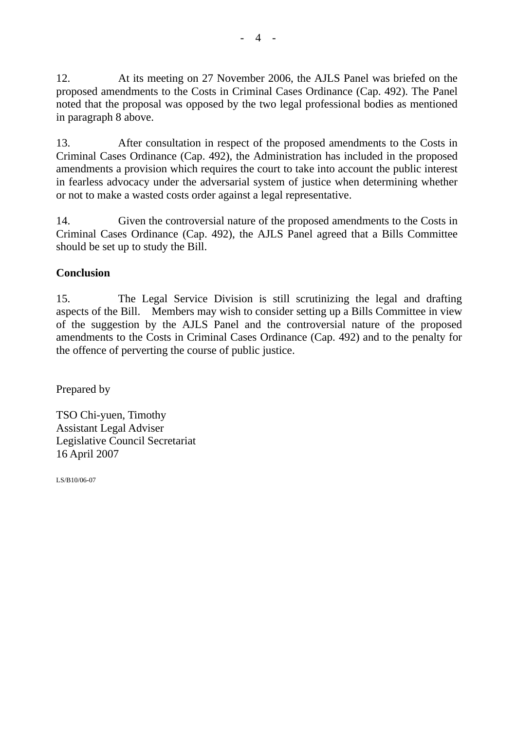12. At its meeting on 27 November 2006, the AJLS Panel was briefed on the proposed amendments to the Costs in Criminal Cases Ordinance (Cap. 492). The Panel noted that the proposal was opposed by the two legal professional bodies as mentioned in paragraph 8 above.

13. After consultation in respect of the proposed amendments to the Costs in Criminal Cases Ordinance (Cap. 492), the Administration has included in the proposed amendments a provision which requires the court to take into account the public interest in fearless advocacy under the adversarial system of justice when determining whether or not to make a wasted costs order against a legal representative.

14. Given the controversial nature of the proposed amendments to the Costs in Criminal Cases Ordinance (Cap. 492), the AJLS Panel agreed that a Bills Committee should be set up to study the Bill.

**Conclusion**

15. The Legal Service Division is still scrutinizing the legal and drafting aspects of the Bill. Members may wish to consider setting up a Bills Committee in view of the suggestion by the AJLS Panel and the controversial nature of the proposed amendments to the Costs in Criminal Cases Ordinance (Cap. 492) and to the penalty for the offence of perverting the course of public justice.

Prepared by

TSO Chi-yuen, Timothy
Assistant Legal Adviser
Legislative Council Secretariat
16 April 2007

LS/B10/06-07